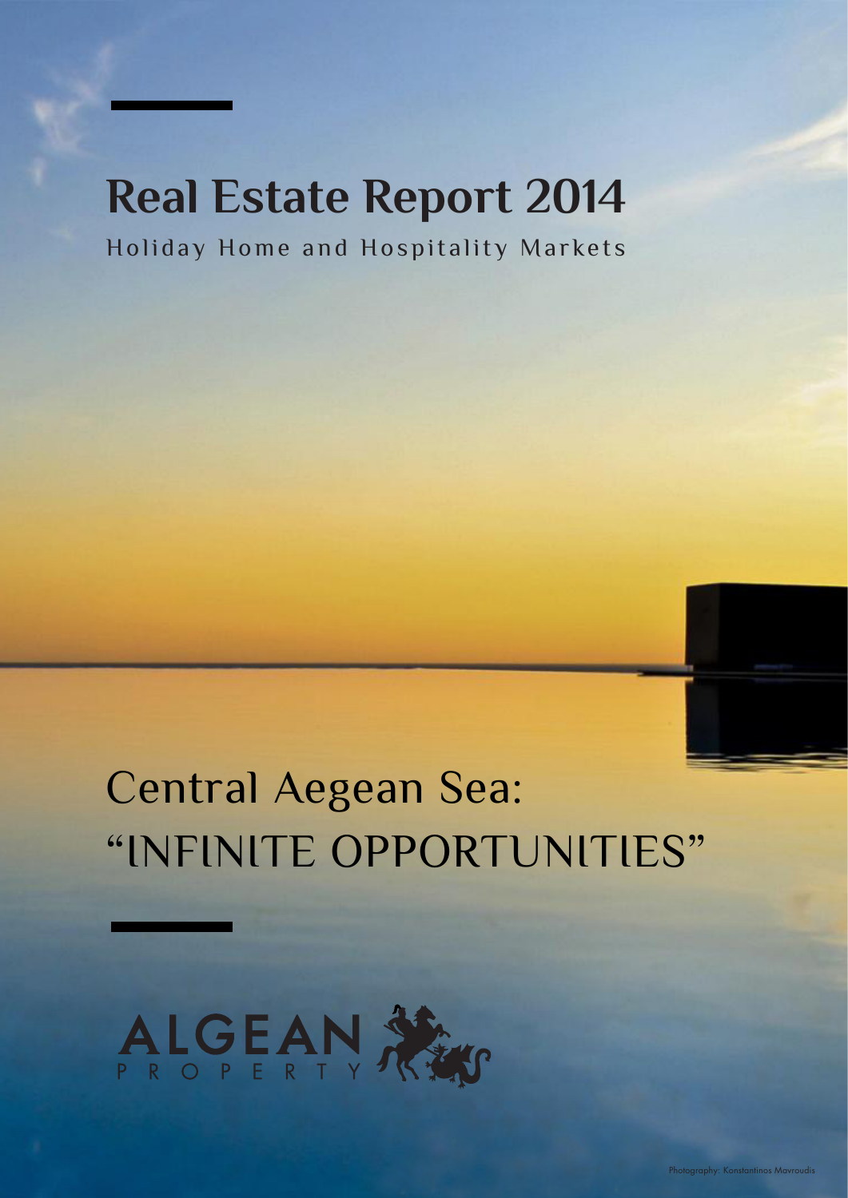# Real Estate Report 2014

Holiday Home and Hospitality Markets

## Central Aegean Sea: "INFINITE OPPORTUNITIES"

ALGEAN PROPERTY

Photography: Konstantinos Mavroudis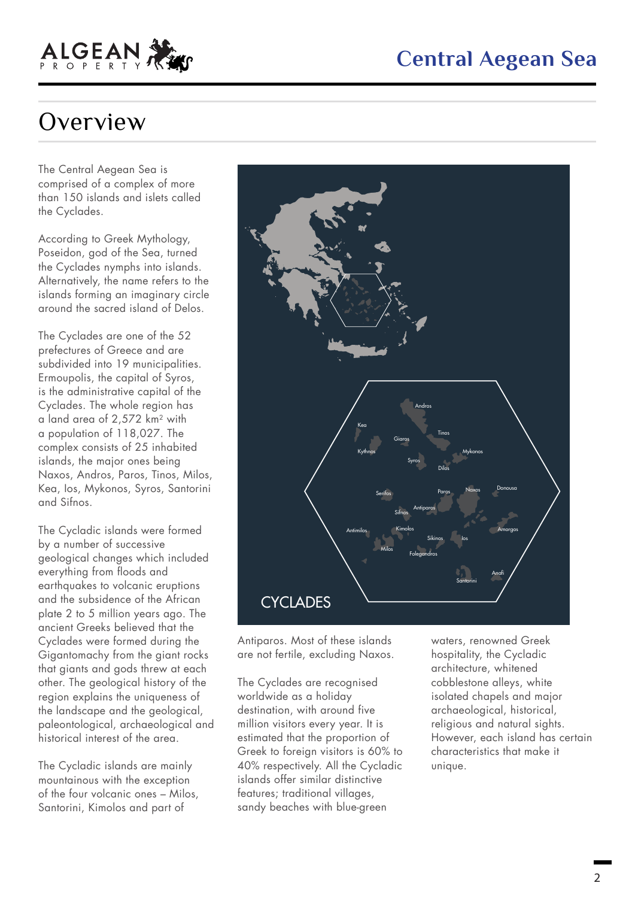## Overview

The Central Aegean Sea is comprised of a complex of more than 150 islands and islets called the Cyclades.

According to Greek Mythology, Poseidon, god of the Sea, turned the Cyclades nymphs into islands. Alternatively, the name refers to the islands forming an imaginary circle around the sacred island of Delos.

The Cyclades are one of the 52 prefectures of Greece and are subdivided into 19 municipalities. Ermoupolis, the capital of Syros, is the administrative capital of the Cyclades. The whole region has a land area of 2,572 km² with a population of 118,027. The complex consists of 25 inhabited islands, the major ones being Naxos, Andros, Paros, Tinos, Milos, Kea, Ios, Mykonos, Syros, Santorini and Sifnos.

The Cycladic islands were formed by a number of successive geological changes which included everything from floods and earthquakes to volcanic eruptions and the subsidence of the African plate 2 to 5 million years ago. The ancient Greeks believed that the Cyclades were formed during the Gigantomachy from the giant rocks that giants and gods threw at each other. The geological history of the region explains the uniqueness of the landscape and the geological, paleontological, archaeological and historical interest of the area.

The Cycladic islands are mainly mountainous with the exception of the four volcanic ones – Milos, Santorini, Kimolos and part of Antiparos. Most of these islands are not fertile, excluding Naxos.

The Cyclades are recognised worldwide as a holiday destination, with around five million visitors every year. It is estimated that the proportion of Greek to foreign visitors is 60% to 40% respectively. All the Cycladic islands offer similar distinctive features; traditional villages, sandy beaches with blue-green waters, renowned Greek hospitality, the Cycladic architecture, whitened cobblestone alleys, white isolated chapels and major archaeological, historical, religious and natural sights. However, each island has certain characteristics that make it unique.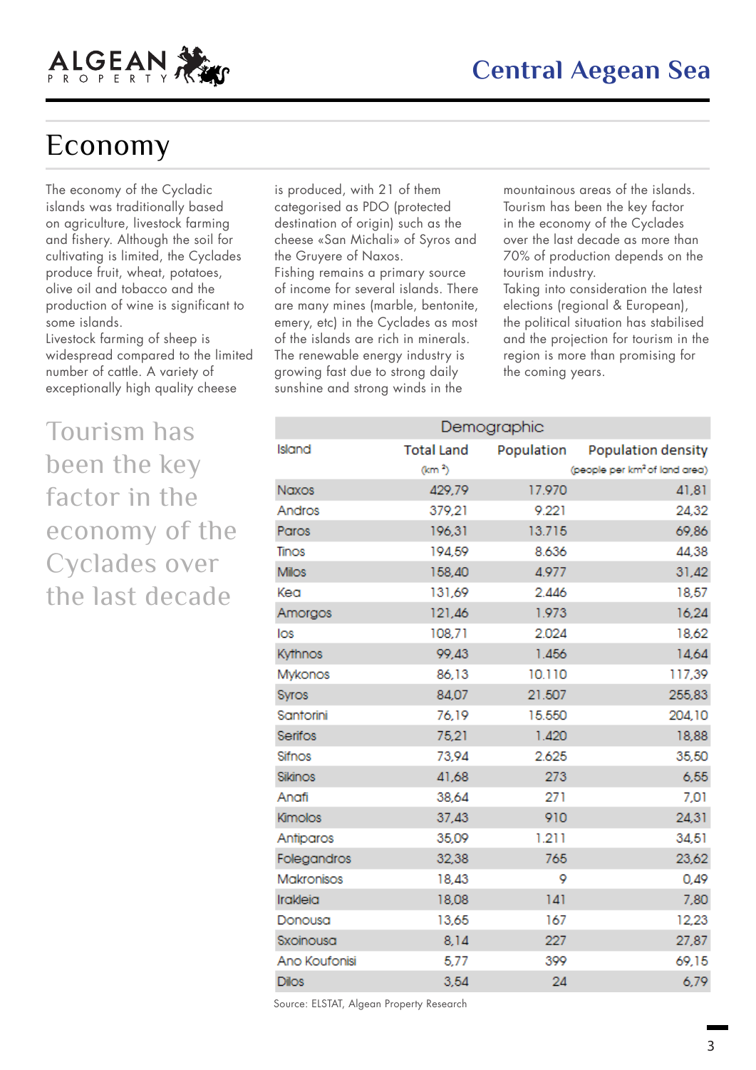# Economy

The economy of the Cycladic islands was traditionally based on agriculture, livestock farming and fishery. Although the soil for cultivating is limited, the Cyclades produce fruit, wheat, potatoes, olive oil and tobacco and the production of wine is significant to some islands.

Livestock farming of sheep is widespread compared to the limited number of cattle. A variety of exceptionally high quality cheese is produced, with 21 of them categorised as PDO (protected destination of origin) such as the cheese «San Michali» of Syros and the Gruyere of Naxos.

Fishing remains a primary source of income for several islands. There are many mines (marble, bentonite, emery, etc) in the Cyclades as most of the islands are rich in minerals. The renewable energy industry is growing fast due to strong daily sunshine and strong winds in the mountainous areas of the islands.

Tourism has been the key factor in the economy of the Cyclades over the last decade as more than 70% of production depends on the tourism industry.

Taking into consideration the latest elections (regional & European), the political situation has stabilised and the projection for tourism in the region is more than promising for the coming years.

> Tourism has been the key factor in the economy of the Cyclades over the last decade

| Demographic | | | |
|---|---|---|---|
| Island | Total Land (km ²) | Population | Population density (people per km² of land area) |
| Naxos | 429,79 | 17.970 | 41,81 |
| Andros | 379,21 | 9.221 | 24,32 |
| Paros | 196,31 | 13.715 | 69,86 |
| Tinos | 194,59 | 8.636 | 44,38 |
| Milos | 158,40 | 4.977 | 31,42 |
| Kea | 131,69 | 2.446 | 18,57 |
| Amorgos | 121,46 | 1.973 | 16,24 |
| Ios | 108,71 | 2.024 | 18,62 |
| Kythnos | 99,43 | 1.456 | 14,64 |
| Mykonos | 86,13 | 10.110 | 117,39 |
| Syros | 84,07 | 21.507 | 255,83 |
| Santorini | 76,19 | 15.550 | 204,10 |
| Serifos | 75,21 | 1.420 | 18,88 |
| Sifnos | 73,94 | 2.625 | 35,50 |
| Sikinos | 41,68 | 273 | 6,55 |
| Anafi | 38,64 | 271 | 7,01 |
| Kimolos | 37,43 | 910 | 24,31 |
| Antiparos | 35,09 | 1.211 | 34,51 |
| Folegandros | 32,38 | 765 | 23,62 |
| Makronisos | 18,43 | 9 | 0,49 |
| Irakleia | 18,08 | 141 | 7,80 |
| Donousa | 13,65 | 167 | 12,23 |
| Sxoinousa | 8,14 | 227 | 27,87 |
| Ano Koufonisi | 5,77 | 399 | 69,15 |
| Dilos | 3,54 | 24 | 6,79 |

Source: ELSTAT, Algean Property Research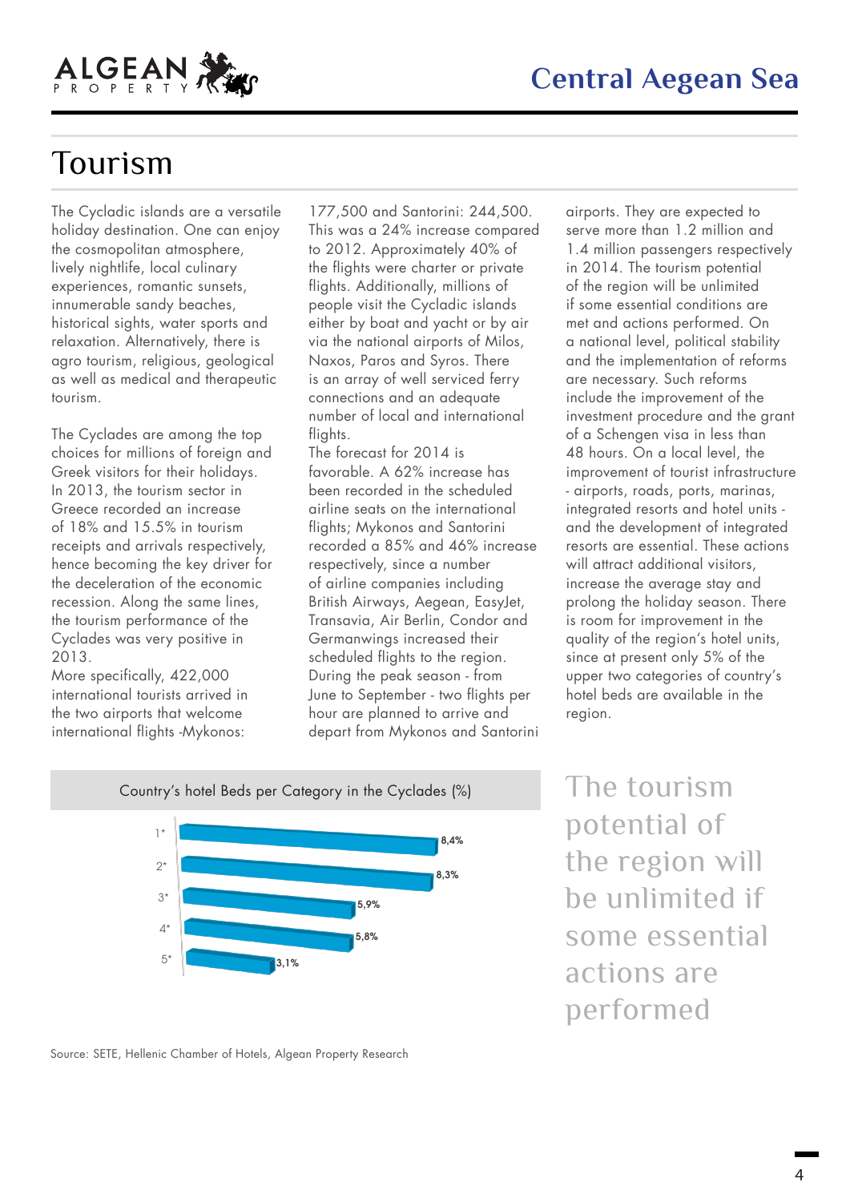# Tourism

The Cycladic islands are a versatile holiday destination. One can enjoy the cosmopolitan atmosphere, lively nightlife, local culinary experiences, romantic sunsets, innumerable sandy beaches, historical sights, water sports and relaxation. Alternatively, there is agro tourism, religious, geological as well as medical and therapeutic tourism.

The Cyclades are among the top choices for millions of foreign and Greek visitors for their holidays. In 2013, the tourism sector in Greece recorded an increase of 18% and 15.5% in tourism receipts and arrivals respectively, hence becoming the key driver for the deceleration of the economic recession. Along the same lines, the tourism performance of the Cyclades was very positive in 2013.
More specifically, 422,000 international tourists arrived in the two airports that welcome international flights -Mykonos: 177,500 and Santorini: 244,500. This was a 24% increase compared to 2012. Approximately 40% of the flights were charter or private flights. Additionally, millions of people visit the Cycladic islands either by boat and yacht or by air via the national airports of Milos, Naxos, Paros and Syros. There is an array of well serviced ferry connections and an adequate number of local and international flights.
The forecast for 2014 is favorable. A 62% increase has been recorded in the scheduled airline seats on the international flights; Mykonos and Santorini recorded a 85% and 46% increase respectively, since a number of airline companies including British Airways, Aegean, EasyJet, Transavia, Air Berlin, Condor and Germanwings increased their scheduled flights to the region. During the peak season - from June to September - two flights per hour are planned to arrive and depart from Mykonos and Santorini airports. They are expected to serve more than 1.2 million and 1.4 million passengers respectively in 2014. The tourism potential of the region will be unlimited if some essential conditions are met and actions performed. On a national level, political stability and the implementation of reforms are necessary. Such reforms include the improvement of the investment procedure and the grant of a Schengen visa in less than 48 hours. On a local level, the improvement of tourist infrastructure - airports, roads, ports, marinas, integrated resorts and hotel units - and the development of integrated resorts are essential. These actions will attract additional visitors, increase the average stay and prolong the holiday season. There is room for improvement in the quality of the region's hotel units, since at present only 5% of the upper two categories of country's hotel beds are available in the region.

**Country's hotel Beds per Category in the Cyclades (%)**

| Category | % |
|---|---|
| 1* | 8,4% |
| 2* | 8,3% |
| 3* | 5,9% |
| 4* | 5,8% |
| 5* | 3,1% |

Source: SETE, Hellenic Chamber of Hotels, Algean Property Research

> The tourism potential of the region will be unlimited if some essential actions are performed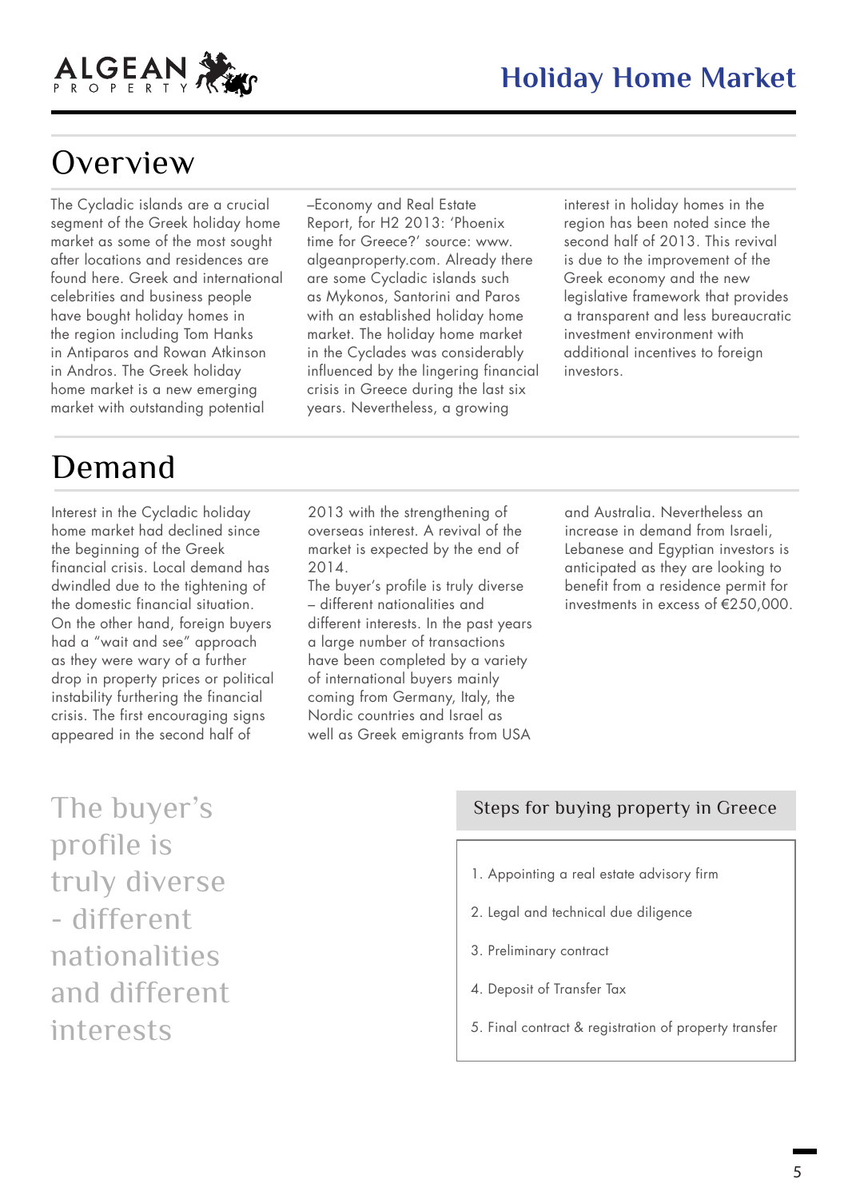# Holiday Home Market

## Overview

The Cycladic islands are a crucial segment of the Greek holiday home market as some of the most sought after locations and residences are found here. Greek and international celebrities and business people have bought holiday homes in the region including Tom Hanks in Antiparos and Rowan Atkinson in Andros. The Greek holiday home market is a new emerging market with outstanding potential –Economy and Real Estate Report, for H2 2013: 'Phoenix time for Greece?' source: www.algeanproperty.com. Already there are some Cycladic islands such as Mykonos, Santorini and Paros with an established holiday home market. The holiday home market in the Cyclades was considerably influenced by the lingering financial crisis in Greece during the last six years. Nevertheless, a growing interest in holiday homes in the region has been noted since the second half of 2013. This revival is due to the improvement of the Greek economy and the new legislative framework that provides a transparent and less bureaucratic investment environment with additional incentives to foreign investors.

## Demand

Interest in the Cycladic holiday home market had declined since the beginning of the Greek financial crisis. Local demand has dwindled due to the tightening of the domestic financial situation. On the other hand, foreign buyers had a "wait and see" approach as they were wary of a further drop in property prices or political instability furthering the financial crisis. The first encouraging signs appeared in the second half of 2013 with the strengthening of overseas interest. A revival of the market is expected by the end of 2014.

The buyer's profile is truly diverse – different nationalities and different interests. In the past years a large number of transactions have been completed by a variety of international buyers mainly coming from Germany, Italy, the Nordic countries and Israel as well as Greek emigrants from USA and Australia. Nevertheless an increase in demand from Israeli, Lebanese and Egyptian investors is anticipated as they are looking to benefit from a residence permit for investments in excess of €250,000.

> The buyer's profile is truly diverse - different nationalities and different interests

### Steps for buying property in Greece

1. Appointing a real estate advisory firm
2. Legal and technical due diligence
3. Preliminary contract
4. Deposit of Transfer Tax
5. Final contract & registration of property transfer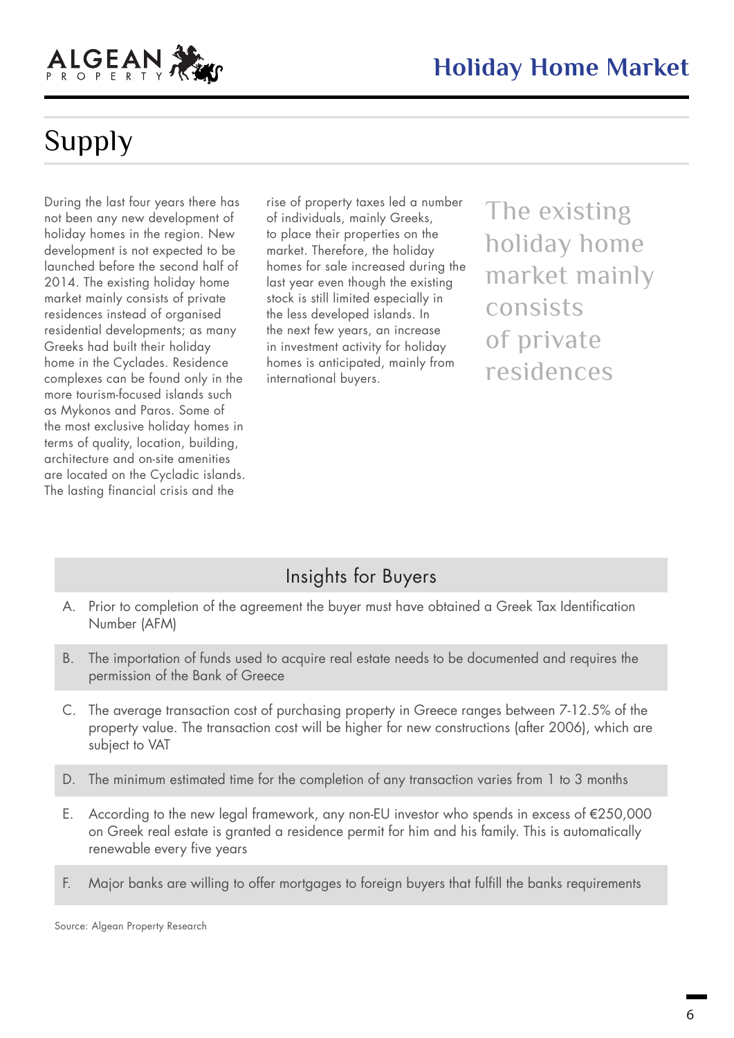# Supply

During the last four years there has not been any new development of holiday homes in the region. New development is not expected to be launched before the second half of 2014. The existing holiday home market mainly consists of private residences instead of organised residential developments; as many Greeks had built their holiday home in the Cyclades. Residence complexes can be found only in the more tourism-focused islands such as Mykonos and Paros. Some of the most exclusive holiday homes in terms of quality, location, building, architecture and on-site amenities are located on the Cycladic islands. The lasting financial crisis and the rise of property taxes led a number of individuals, mainly Greeks, to place their properties on the market. Therefore, the holiday homes for sale increased during the last year even though the existing stock is still limited especially in the less developed islands. In the next few years, an increase in investment activity for holiday homes is anticipated, mainly from international buyers.

> The existing holiday home market mainly consists of private residences

## Insights for Buyers

A. Prior to completion of the agreement the buyer must have obtained a Greek Tax Identification Number (AFM)

B. The importation of funds used to acquire real estate needs to be documented and requires the permission of the Bank of Greece

C. The average transaction cost of purchasing property in Greece ranges between 7-12.5% of the property value. The transaction cost will be higher for new constructions (after 2006), which are subject to VAT

D. The minimum estimated time for the completion of any transaction varies from 1 to 3 months

E. According to the new legal framework, any non-EU investor who spends in excess of €250,000 on Greek real estate is granted a residence permit for him and his family. This is automatically renewable every five years

F. Major banks are willing to offer mortgages to foreign buyers that fulfill the banks requirements

Source: Algean Property Research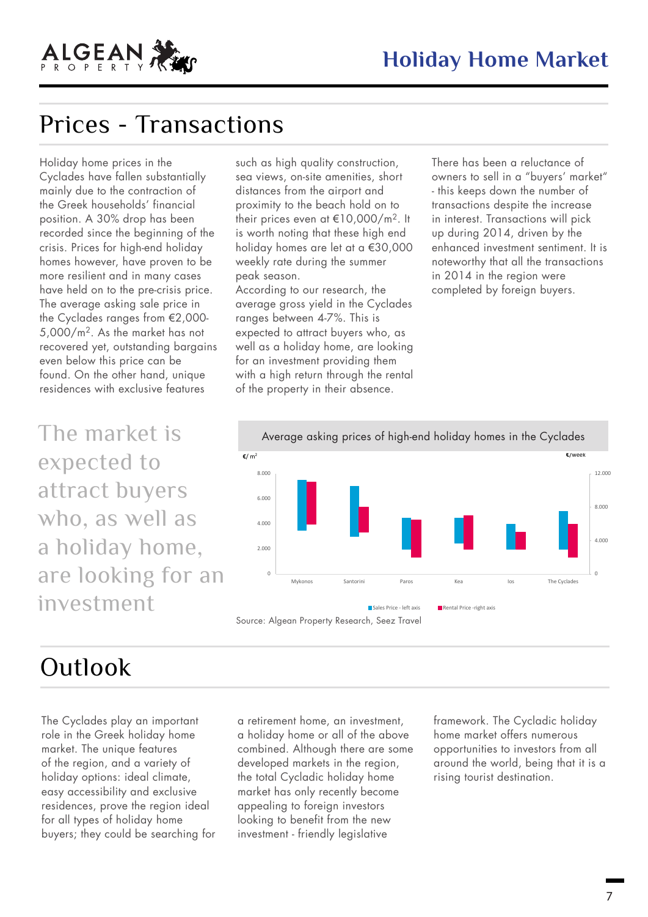# Prices - Transactions

Holiday home prices in the Cyclades have fallen substantially mainly due to the contraction of the Greek households' financial position. A 30% drop has been recorded since the beginning of the crisis. Prices for high-end holiday homes however, have proven to be more resilient and in many cases have held on to the pre-crisis price. The average asking sale price in the Cyclades ranges from €2,000-5,000/m$^2$. As the market has not recovered yet, outstanding bargains even below this price can be found. On the other hand, unique residences with exclusive features such as high quality construction, sea views, on-site amenities, short distances from the airport and proximity to the beach hold on to their prices even at €10,000/m$^2$. It is worth noting that these high end holiday homes are let at a €30,000 weekly rate during the summer peak season.

According to our research, the average gross yield in the Cyclades ranges between 4-7%. This is expected to attract buyers who, as well as a holiday home, are looking for an investment providing them with a high return through the rental of the property in their absence.

There has been a reluctance of owners to sell in a "buyers' market" - this keeps down the number of transactions despite the increase in interest. Transactions will pick up during 2014, driven by the enhanced investment sentiment. It is noteworthy that all the transactions in 2014 in the region were completed by foreign buyers.

The market is expected to attract buyers who, as well as a holiday home, are looking for an investment

Average asking prices of high-end holiday homes in the Cyclades

Source: Algean Property Research, Seez Travel

# Outlook

The Cyclades play an important role in the Greek holiday home market. The unique features of the region, and a variety of holiday options: ideal climate, easy accessibility and exclusive residences, prove the region ideal for all types of holiday home buyers; they could be searching for a retirement home, an investment, a holiday home or all of the above combined. Although there are some developed markets in the region, the total Cycladic holiday home market has only recently become appealing to foreign investors looking to benefit from the new investment - friendly legislative framework. The Cycladic holiday home market offers numerous opportunities to investors from all around the world, being that it is a rising tourist destination.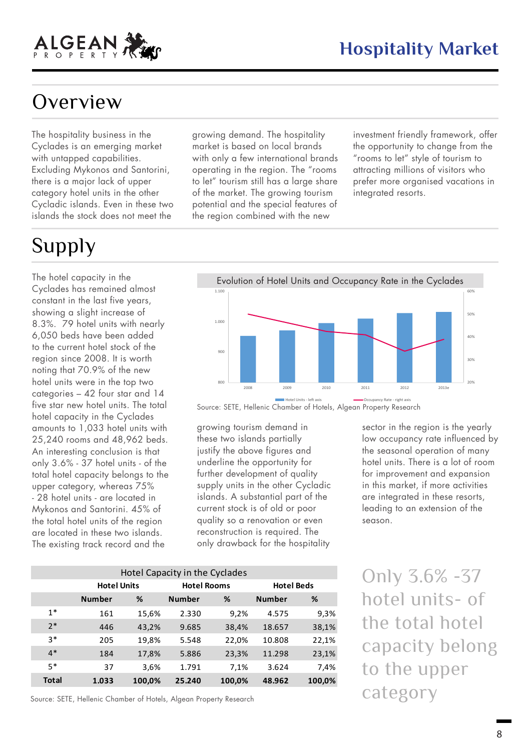# Hospitality Market

## Overview

The hospitality business in the Cyclades is an emerging market with untapped capabilities. Excluding Mykonos and Santorini, there is a major lack of upper category hotel units in the other Cycladic islands. Even in these two islands the stock does not meet the growing demand. The hospitality market is based on local brands with only a few international brands operating in the region. The "rooms to let" tourism still has a large share of the market. The growing tourism potential and the special features of the region combined with the new investment friendly framework, offer the opportunity to change from the "rooms to let" style of tourism to attracting millions of visitors who prefer more organised vacations in integrated resorts.

## Supply

The hotel capacity in the Cyclades has remained almost constant in the last five years, showing a slight increase of 8.3%. 79 hotel units with nearly 6,050 beds have been added to the current hotel stock of the region since 2008. It is worth noting that 70.9% of the new hotel units were in the top two categories – 42 four star and 14 five star new hotel units. The total hotel capacity in the Cyclades amounts to 1,033 hotel units with 25,240 rooms and 48,962 beds. An interesting conclusion is that only 3.6% - 37 hotel units - of the total hotel capacity belongs to the upper category, whereas 75% - 28 hotel units - are located in Mykonos and Santorini. 45% of the total hotel units of the region are located in these two islands. The existing track record and the growing tourism demand in these two islands partially justify the above figures and underline the opportunity for further development of quality supply units in the other Cycladic islands. A substantial part of the current stock is of old or poor quality so a renovation or even reconstruction is required. The only drawback for the hospitality sector in the region is the yearly low occupancy rate influenced by the seasonal operation of many hotel units. There is a lot of room for improvement and expansion in this market, if more activities are integrated in these resorts, leading to an extension of the season.

**Evolution of Hotel Units and Occupancy Rate in the Cyclades**

Source: SETE, Hellenic Chamber of Hotels, Algean Property Research

| Hotel Capacity in the Cyclades | | | | | | |
|---|---|---|---|---|---|---|
| | Hotel Units | | Hotel Rooms | | Hotel Beds | |
| | Number | % | Number | % | Number | % |
| 1* | 161 | 15,6% | 2.330 | 9,2% | 4.575 | 9,3% |
| 2* | 446 | 43,2% | 9.685 | 38,4% | 18.657 | 38,1% |
| 3* | 205 | 19,8% | 5.548 | 22,0% | 10.808 | 22,1% |
| 4* | 184 | 17,8% | 5.886 | 23,3% | 11.298 | 23,1% |
| 5* | 37 | 3,6% | 1.791 | 7,1% | 3.624 | 7,4% |
| **Total** | **1.033** | **100,0%** | **25.240** | **100,0%** | **48.962** | **100,0%** |

Source: SETE, Hellenic Chamber of Hotels, Algean Property Research

Only 3.6% -37 hotel units- of the total hotel capacity belong to the upper category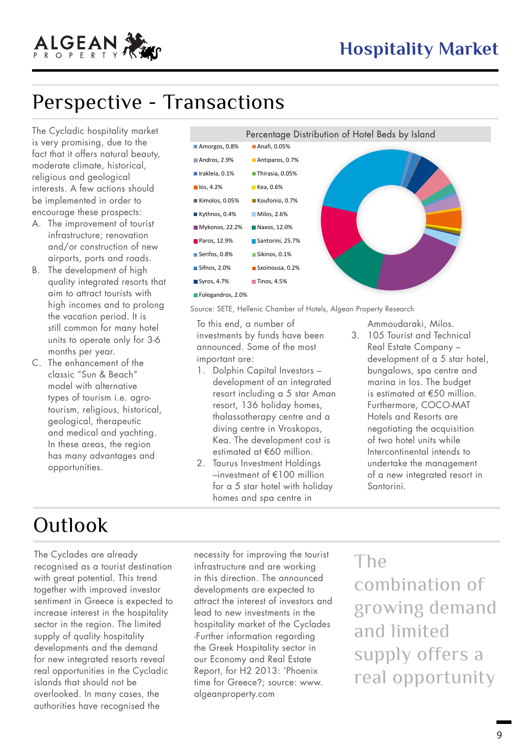# Perspective - Transactions

The Cycladic hospitality market is very promising, due to the fact that it offers natural beauty, moderate climate, historical, religious and geological interests. A few actions should be implemented in order to encourage these prospects:

A. The improvement of tourist infrastructure; renovation and/or construction of new airports, ports and roads.
B. The development of high quality integrated resorts that aim to attract tourists with high incomes and to prolong the vacation period. It is still common for many hotel units to operate only for 3-6 months per year.
C. The enhancement of the classic "Sun & Beach" model with alternative types of tourism i.e. agro-tourism, religious, historical, geological, therapeutic and medical and yachting. In these areas, the region has many advantages and opportunities.

**Percentage Distribution of Hotel Beds by Island**

| Island | % | Island | % |
|---|---|---|---|
| Amorgos | 0.8% | Anafi | 0.05% |
| Andros | 2.9% | Antiparos | 0.7% |
| Irakleia | 0.1% | Thirasia | 0.05% |
| Ios | 4.2% | Kea | 0.6% |
| Kimolos | 0.05% | Koufonisi | 0.7% |
| Kythnos | 0.4% | Milos | 2.6% |
| Mykonos | 22.2% | Naxos | 12.0% |
| Paros | 12.9% | Santorini | 25.7% |
| Serifos | 0.8% | Sikinos | 0.1% |
| Sifnos | 2.0% | Sxoinousa | 0.2% |
| Syros | 4.7% | Tinos | 4.5% |
| Folegandros | 2.0% | | |

Source: SETE, Hellenic Chamber of Hotels, Algean Property Research

To this end, a number of investments by funds have been announced. Some of the most important are:

1. Dolphin Capital Investors – development of an integrated resort including a 5 star Aman resort, 136 holiday homes, thalassotherapy centre and a diving centre in Vroskopos, Kea. The development cost is estimated at €60 million.
2. Taurus Investment Holdings –investment of €100 million for a 5 star hotel with holiday homes and spa centre in Ammoudaraki, Milos.
3. 105 Tourist and Technical Real Estate Company – development of a 5 star hotel, bungalows, spa centre and marina in Ios. The budget is estimated at €50 million.

Furthermore, COCO-MAT Hotels and Resorts are negotiating the acquisition of two hotel units while Intercontinental intends to undertake the management of a new integrated resort in Santorini.

# Outlook

The Cyclades are already recognised as a tourist destination with great potential. This trend together with improved investor sentiment in Greece is expected to increase interest in the hospitality sector in the region. The limited supply of quality hospitality developments and the demand for new integrated resorts reveal real opportunities in the Cycladic islands that should not be overlooked. In many cases, the authorities have recognised the necessity for improving the tourist infrastructure and are working in this direction. The announced developments are expected to attract the interest of investors and lead to new investments in the hospitality market of the Cyclades -Further information regarding the Greek Hospitality sector in our Economy and Real Estate Report, for H2 2013: 'Phoenix time for Greece?; source: www.algeanproperty.com

The combination of growing demand and limited supply offers a real opportunity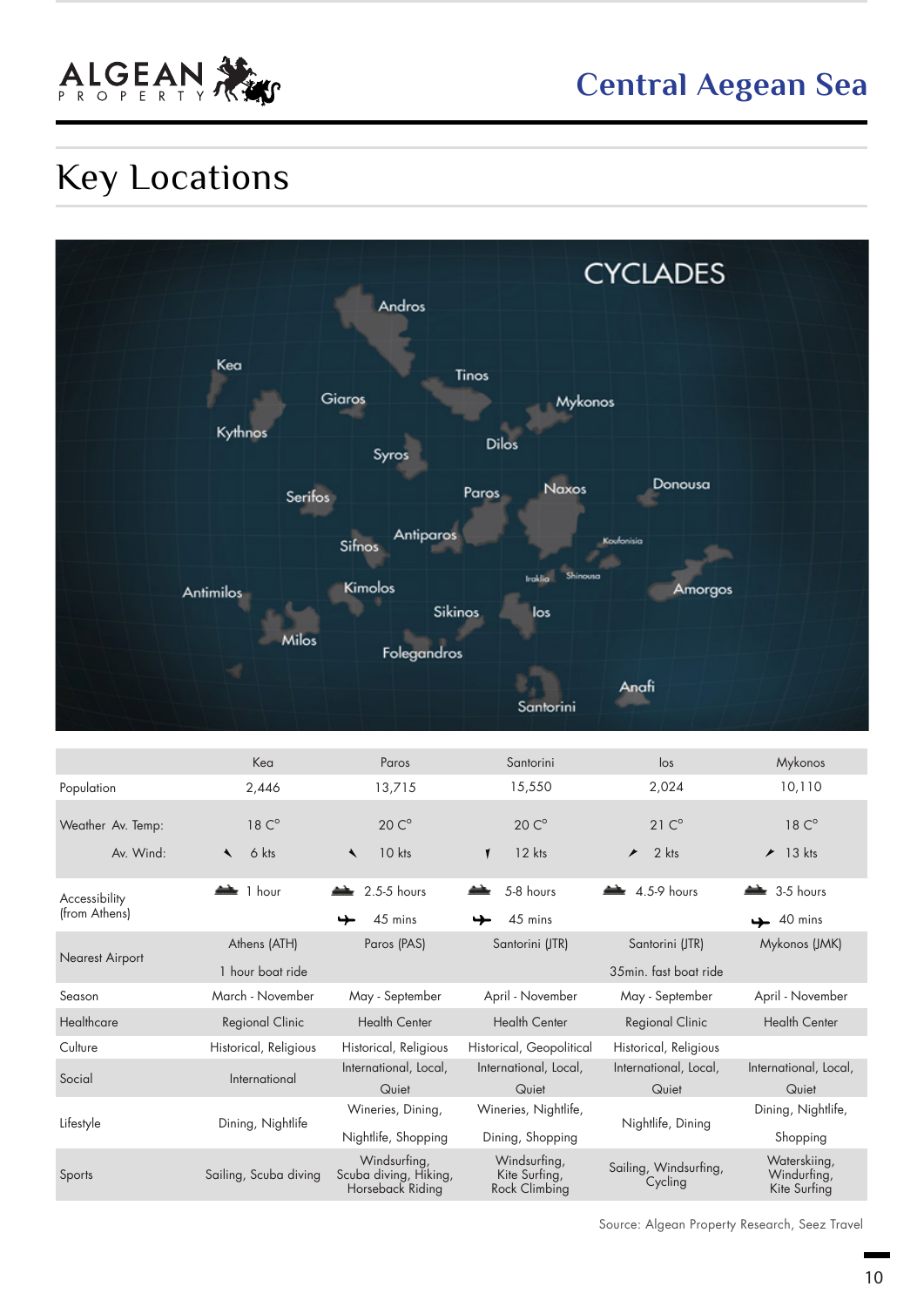# Central Aegean Sea

## Key Locations

|  | Kea | Paros | Santorini | Ios | Mykonos |
|---|---|---|---|---|---|
| Population | 2,446 | 13,715 | 15,550 | 2,024 | 10,110 |
| Weather Av. Temp: | 18 C° | 20 C° | 20 C° | 21 C° | 18 C° |
| Av. Wind: | 6 kts | 10 kts | 12 kts | 2 kts | 13 kts |
| Accessibility (from Athens) | 1 hour | 2.5-5 hours / 45 mins | 5-8 hours / 45 mins | 4.5-9 hours | 3-5 hours / 40 mins |
| Nearest Airport | Athens (ATH) 1 hour boat ride | Paros (PAS) | Santorini (JTR) | Santorini (JTR) 35min. fast boat ride | Mykonos (JMK) |
| Season | March - November | May - September | April - November | May - September | April - November |
| Healthcare | Regional Clinic | Health Center | Health Center | Regional Clinic | Health Center |
| Culture | Historical, Religious | Historical, Religious | Historical, Geopolitical | Historical, Religious |  |
| Social | International | International, Local, Quiet | International, Local, Quiet | International, Local, Quiet | International, Local, Quiet |
| Lifestyle | Dining, Nightlife | Wineries, Dining, Nightlife, Shopping | Wineries, Nightlife, Dining, Shopping | Nightlife, Dining | Dining, Nightlife, Shopping |
| Sports | Sailing, Scuba diving | Windsurfing, Scuba diving, Hiking, Horseback Riding | Windsurfing, Kite Surfing, Rock Climbing | Sailing, Windsurfing, Cycling | Waterskiing, Windurfing, Kite Surfing |

Source: Algean Property Research, Seez Travel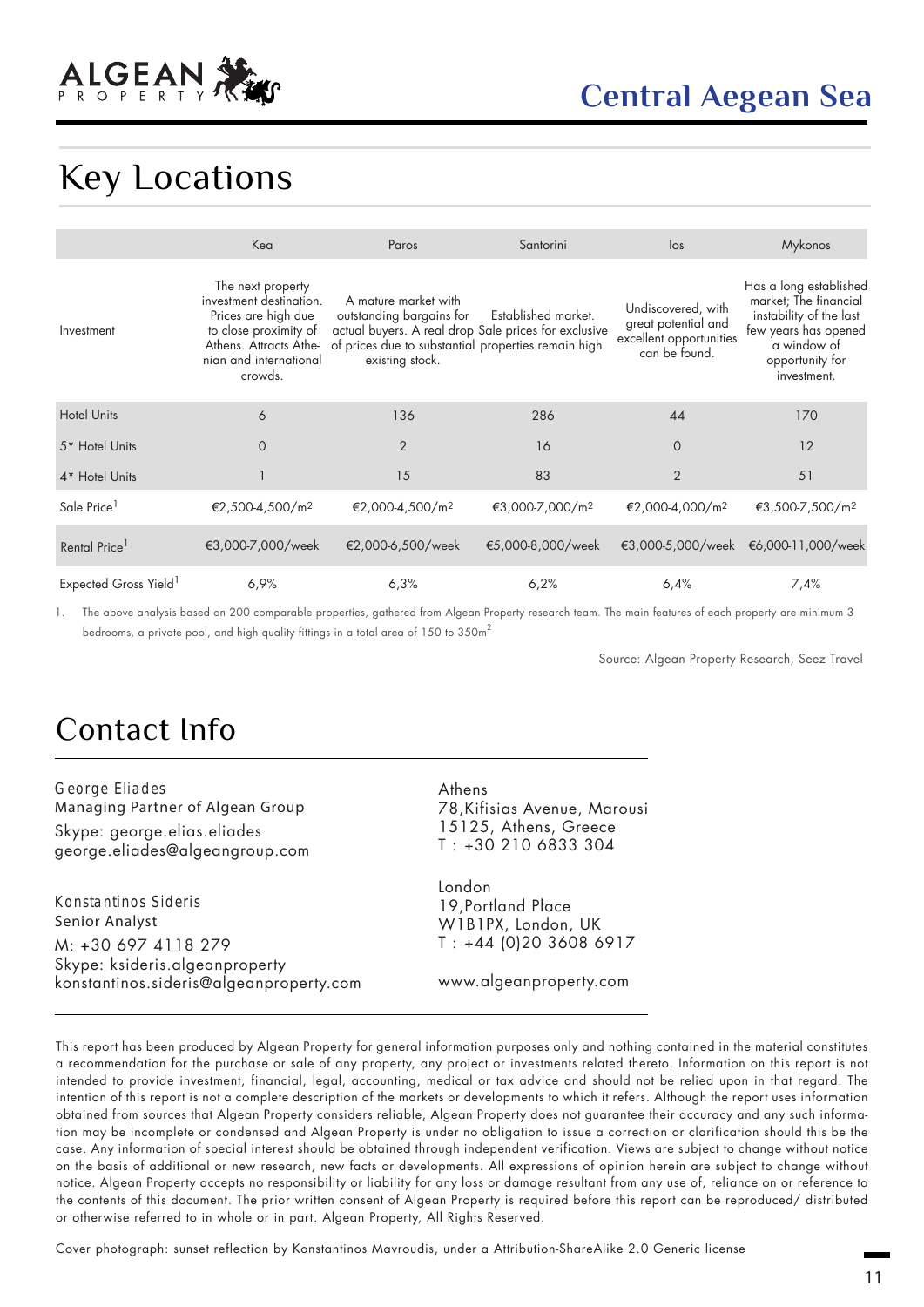# Central Aegean Sea

## Key Locations

| | Kea | Paros | Santorini | Ios | Mykonos |
|---|---|---|---|---|---|
| Investment | The next property investment destination. Prices are high due to close proximity of Athens. Attracts Athenian and international crowds. | A mature market with outstanding bargains for actual buyers. A real drop of prices due to substantial existing stock. | Established market. Sale prices for exclusive properties remain high. | Undiscovered, with great potential and excellent opportunities can be found. | Has a long established market; The financial instability of the last few years has opened a window of opportunity for investment. |
| Hotel Units | 6 | 136 | 286 | 44 | 170 |
| 5* Hotel Units | 0 | 2 | 16 | 0 | 12 |
| 4* Hotel Units | 1 | 15 | 83 | 2 | 51 |
| Sale Price[1] | €2,500-4,500/m$^2$ | €2,000-4,500/m$^2$ | €3,000-7,000/m$^2$ | €2,000-4,000/m$^2$ | €3,500-7,500/m$^2$ |
| Rental Price[1] | €3,000-7,000/week | €2,000-6,500/week | €5,000-8,000/week | €3,000-5,000/week | €6,000-11,000/week |
| Expected Gross Yield[1] | 6,9% | 6,3% | 6,2% | 6,4% | 7,4% |

1. The above analysis based on 200 comparable properties, gathered from Algean Property research team. The main features of each property are minimum 3 bedrooms, a private pool, and high quality fittings in a total area of 150 to 350m$^2$

Source: Algean Property Research, Seez Travel

## Contact Info

George Eliades
Managing Partner of Algean Group
Skype: george.elias.eliades
george.eliades@algeangroup.com

Konstantinos Sideris
Senior Analyst
M: +30 697 4118 279
Skype: ksideris.algeanproperty
konstantinos.sideris@algeanproperty.com

Athens
78,Kifisias Avenue, Marousi
15125, Athens, Greece
T : +30 210 6833 304

London
19,Portland Place
W1B1PX, London, UK
T : +44 (0)20 3608 6917

www.algeanproperty.com

This report has been produced by Algean Property for general information purposes only and nothing contained in the material constitutes a recommendation for the purchase or sale of any property, any project or investments related thereto. Information on this report is not intended to provide investment, financial, legal, accounting, medical or tax advice and should not be relied upon in that regard. The intention of this report is not a complete description of the markets or developments to which it refers. Although the report uses information obtained from sources that Algean Property considers reliable, Algean Property does not guarantee their accuracy and any such information may be incomplete or condensed and Algean Property is under no obligation to issue a correction or clarification should this be the case. Any information of special interest should be obtained through independent verification. Views are subject to change without notice on the basis of additional or new research, new facts or developments. All expressions of opinion herein are subject to change without notice. Algean Property accepts no responsibility or liability for any loss or damage resultant from any use of, reliance on or reference to the contents of this document. The prior written consent of Algean Property is required before this report can be reproduced/ distributed or otherwise referred to in whole or in part. Algean Property, All Rights Reserved.

Cover photograph: sunset reflection by Konstantinos Mavroudis, under a Attribution-ShareAlike 2.0 Generic license